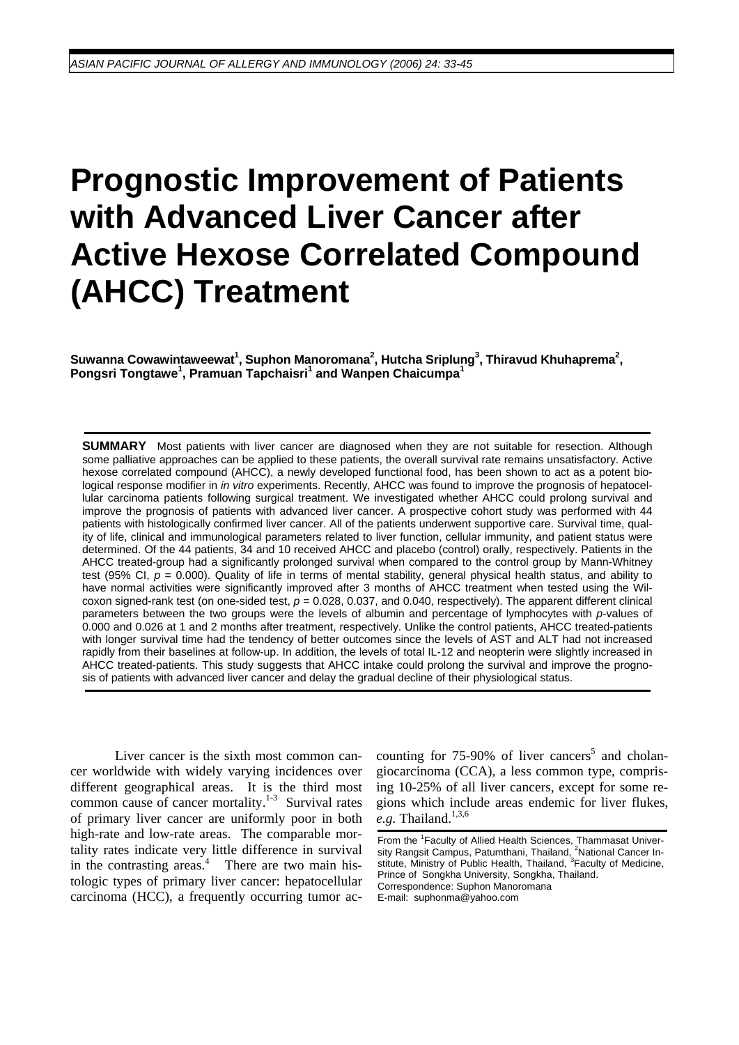# Prognostic Improvement of Patients with Advanced Liver Cancer after Active Hexose Correlated Compound (AHCC) Treatment

**Suwanna Cowawintaweewat[1], Suphon Manoromana[2], Hutcha Sriplung[3], Thiravud Khuhaprema[2], Pongsri Tongtawe[1], Pramuan Tapchaisri[1] and Wanpen Chaicumpa[1]**

**SUMMARY** Most patients with liver cancer are diagnosed when they are not suitable for resection. Although some palliative approaches can be applied to these patients, the overall survival rate remains unsatisfactory. Active hexose correlated compound (AHCC), a newly developed functional food, has been shown to act as a potent biological response modifier in *in vitro* experiments. Recently, AHCC was found to improve the prognosis of hepatocellular carcinoma patients following surgical treatment. We investigated whether AHCC could prolong survival and improve the prognosis of patients with advanced liver cancer. A prospective cohort study was performed with 44 patients with histologically confirmed liver cancer. All of the patients underwent supportive care. Survival time, quality of life, clinical and immunological parameters related to liver function, cellular immunity, and patient status were determined. Of the 44 patients, 34 and 10 received AHCC and placebo (control) orally, respectively. Patients in the AHCC treated-group had a significantly prolonged survival when compared to the control group by Mann-Whitney test (95% CI, $p = 0.000$). Quality of life in terms of mental stability, general physical health status, and ability to have normal activities were significantly improved after 3 months of AHCC treatment when tested using the Wilcoxon signed-rank test (on one-sided test, $p = 0.028$, $0.037$, and $0.040$, respectively). The apparent different clinical parameters between the two groups were the levels of albumin and percentage of lymphocytes with *p*-values of 0.000 and 0.026 at 1 and 2 months after treatment, respectively. Unlike the control patients, AHCC treated-patients with longer survival time had the tendency of better outcomes since the levels of AST and ALT had not increased rapidly from their baselines at follow-up. In addition, the levels of total IL-12 and neopterin were slightly increased in AHCC treated-patients. This study suggests that AHCC intake could prolong the survival and improve the prognosis of patients with advanced liver cancer and delay the gradual decline of their physiological status.

Liver cancer is the sixth most common cancer worldwide with widely varying incidences over different geographical areas. It is the third most common cause of cancer mortality.[1-3] Survival rates of primary liver cancer are uniformly poor in both high-rate and low-rate areas. The comparable mortality rates indicate very little difference in survival in the contrasting areas.[4] There are two main histologic types of primary liver cancer: hepatocellular carcinoma (HCC), a frequently occurring tumor accounting for 75-90% of liver cancers[5] and cholangiocarcinoma (CCA), a less common type, comprising 10-25% of all liver cancers, except for some regions which include areas endemic for liver flukes, *e.g.* Thailand.[1,3,6]

From the [1]Faculty of Allied Health Sciences, Thammasat University Rangsit Campus, Patumthani, Thailand, [2]National Cancer Institute, Ministry of Public Health, Thailand, [3]Faculty of Medicine, Prince of Songkha University, Songkha, Thailand.
Correspondence: Suphon Manoromana
E-mail: suphonma@yahoo.com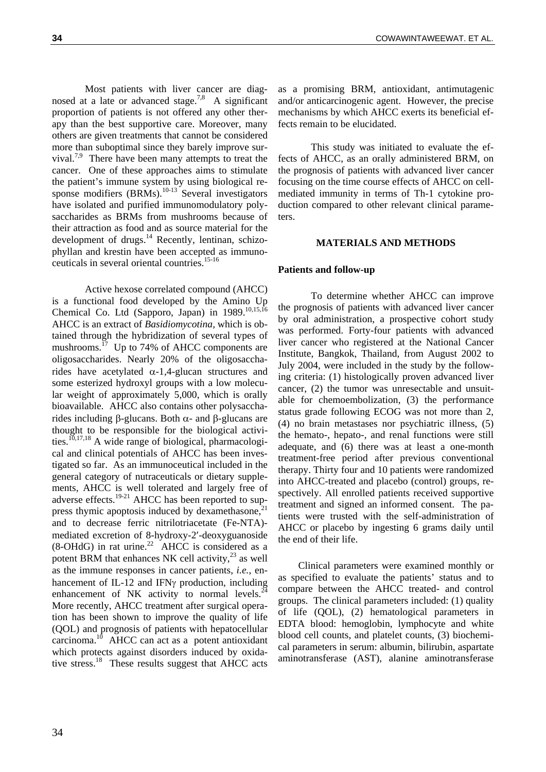Most patients with liver cancer are diagnosed at a late or advanced stage.[7,8] A significant proportion of patients is not offered any other therapy than the best supportive care. Moreover, many others are given treatments that cannot be considered more than suboptimal since they barely improve survival.[7,9] There have been many attempts to treat the cancer. One of these approaches aims to stimulate the patient's immune system by using biological response modifiers (BRMs).[10-13] Several investigators have isolated and purified immunomodulatory polysaccharides as BRMs from mushrooms because of their attraction as food and as source material for the development of drugs.[14] Recently, lentinan, schizophyllan and krestin have been accepted as immunoceuticals in several oriental countries.[15-16]

Active hexose correlated compound (AHCC) is a functional food developed by the Amino Up Chemical Co. Ltd (Sapporo, Japan) in 1989.[10,15,16] AHCC is an extract of *Basidiomycotina,* which is obtained through the hybridization of several types of mushrooms.[17] Up to 74% of AHCC components are oligosaccharides. Nearly 20% of the oligosaccharides have acetylated $\alpha$-1,4-glucan structures and some esterized hydroxyl groups with a low molecular weight of approximately 5,000, which is orally bioavailable. AHCC also contains other polysaccharides including $\beta$-glucans. Both $\alpha$- and $\beta$-glucans are thought to be responsible for the biological activities.[10,17,18] A wide range of biological, pharmacological and clinical potentials of AHCC has been investigated so far. As an immunoceutical included in the general category of nutraceuticals or dietary supplements, AHCC is well tolerated and largely free of adverse effects.[19-21] AHCC has been reported to suppress thymic apoptosis induced by dexamethasone,[21] and to decrease ferric nitrilotriacetate (Fe-NTA)-mediated excretion of 8-hydroxy-2′-deoxyguanoside (8-OHdG) in rat urine.[22] AHCC is considered as a potent BRM that enhances NK cell activity,[23] as well as the immune responses in cancer patients, *i.e.*, enhancement of IL-12 and IFN$\gamma$ production, including enhancement of NK activity to normal levels.[24] More recently, AHCC treatment after surgical operation has been shown to improve the quality of life (QOL) and prognosis of patients with hepatocellular carcinoma.[10] AHCC can act as a potent antioxidant which protects against disorders induced by oxidative stress.[18] These results suggest that AHCC acts as a promising BRM, antioxidant, antimutagenic and/or anticarcinogenic agent. However, the precise mechanisms by which AHCC exerts its beneficial effects remain to be elucidated.

This study was initiated to evaluate the effects of AHCC, as an orally administered BRM, on the prognosis of patients with advanced liver cancer focusing on the time course effects of AHCC on cell-mediated immunity in terms of Th-1 cytokine production compared to other relevant clinical parameters.

## MATERIALS AND METHODS

### Patients and follow-up

To determine whether AHCC can improve the prognosis of patients with advanced liver cancer by oral administration, a prospective cohort study was performed. Forty-four patients with advanced liver cancer who registered at the National Cancer Institute, Bangkok, Thailand, from August 2002 to July 2004, were included in the study by the following criteria: (1) histologically proven advanced liver cancer, (2) the tumor was unresectable and unsuitable for chemoembolization, (3) the performance status grade following ECOG was not more than 2, (4) no brain metastases nor psychiatric illness, (5) the hemato-, hepato-, and renal functions were still adequate, and (6) there was at least a one-month treatment-free period after previous conventional therapy. Thirty four and 10 patients were randomized into AHCC-treated and placebo (control) groups, respectively. All enrolled patients received supportive treatment and signed an informed consent. The patients were trusted with the self-administration of AHCC or placebo by ingesting 6 grams daily until the end of their life.

Clinical parameters were examined monthly or as specified to evaluate the patients' status and to compare between the AHCC treated- and control groups. The clinical parameters included: (1) quality of life (QOL), (2) hematological parameters in EDTA blood: hemoglobin, lymphocyte and white blood cell counts, and platelet counts, (3) biochemical parameters in serum: albumin, bilirubin, aspartate aminotransferase (AST), alanine aminotransferase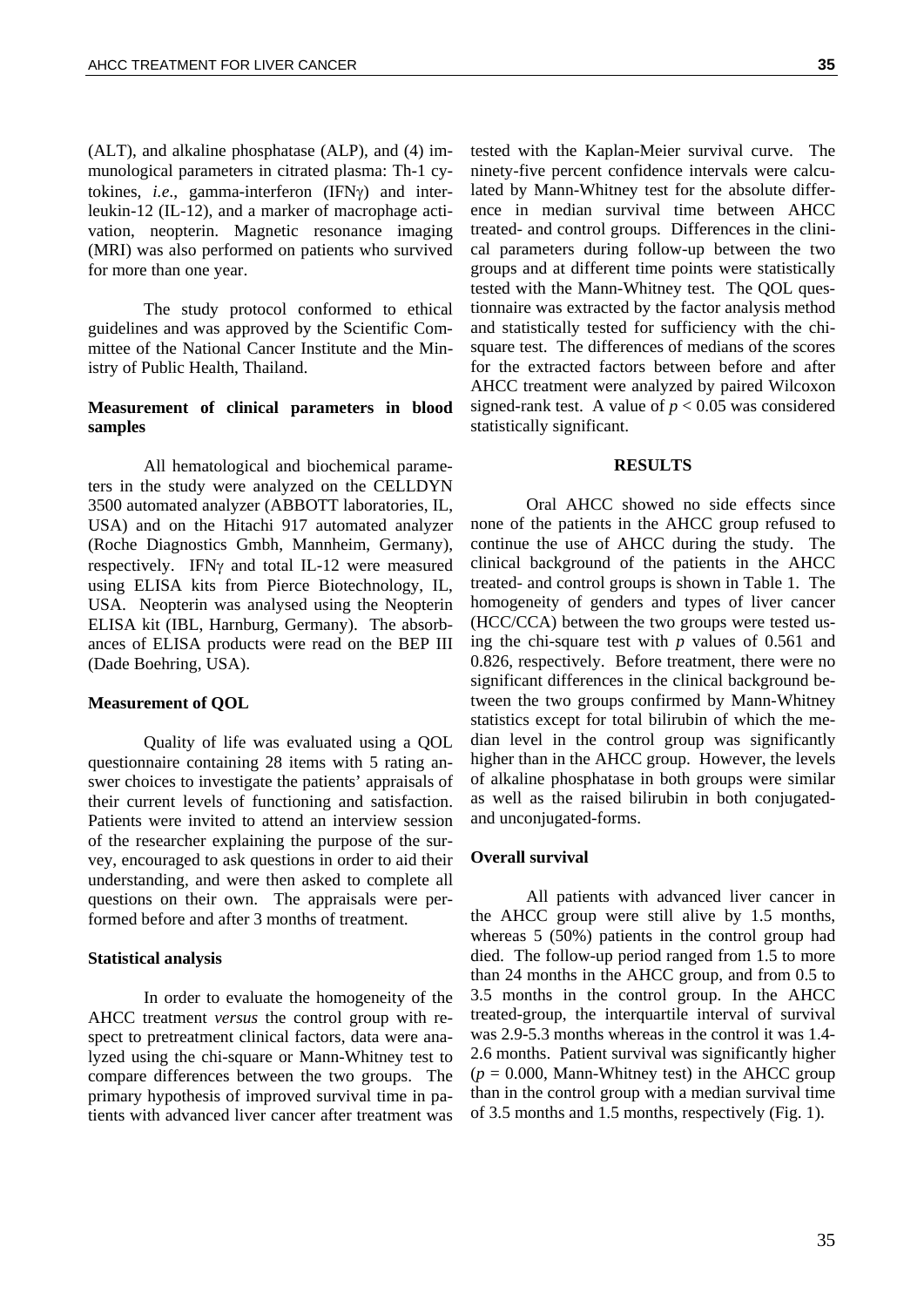(ALT), and alkaline phosphatase (ALP), and (4) immunological parameters in citrated plasma: Th-1 cytokines, *i.e*., gamma-interferon (IFNγ) and interleukin-12 (IL-12), and a marker of macrophage activation, neopterin. Magnetic resonance imaging (MRI) was also performed on patients who survived for more than one year.

The study protocol conformed to ethical guidelines and was approved by the Scientific Committee of the National Cancer Institute and the Ministry of Public Health, Thailand.

**Measurement of clinical parameters in blood samples**

All hematological and biochemical parameters in the study were analyzed on the CELLDYN 3500 automated analyzer (ABBOTT laboratories, IL, USA) and on the Hitachi 917 automated analyzer (Roche Diagnostics Gmbh, Mannheim, Germany), respectively. IFNγ and total IL-12 were measured using ELISA kits from Pierce Biotechnology, IL, USA. Neopterin was analysed using the Neopterin ELISA kit (IBL, Harnburg, Germany). The absorbances of ELISA products were read on the BEP III (Dade Boehring, USA).

**Measurement of QOL**

Quality of life was evaluated using a QOL questionnaire containing 28 items with 5 rating answer choices to investigate the patients' appraisals of their current levels of functioning and satisfaction. Patients were invited to attend an interview session of the researcher explaining the purpose of the survey, encouraged to ask questions in order to aid their understanding, and were then asked to complete all questions on their own. The appraisals were performed before and after 3 months of treatment.

**Statistical analysis**

In order to evaluate the homogeneity of the AHCC treatment *versus* the control group with respect to pretreatment clinical factors, data were analyzed using the chi-square or Mann-Whitney test to compare differences between the two groups. The primary hypothesis of improved survival time in patients with advanced liver cancer after treatment was tested with the Kaplan-Meier survival curve. The ninety-five percent confidence intervals were calculated by Mann-Whitney test for the absolute difference in median survival time between AHCC treated- and control groups. Differences in the clinical parameters during follow-up between the two groups and at different time points were statistically tested with the Mann-Whitney test. The QOL questionnaire was extracted by the factor analysis method and statistically tested for sufficiency with the chi-square test. The differences of medians of the scores for the extracted factors between before and after AHCC treatment were analyzed by paired Wilcoxon signed-rank test. A value of $p < 0.05$ was considered statistically significant.

## RESULTS

Oral AHCC showed no side effects since none of the patients in the AHCC group refused to continue the use of AHCC during the study. The clinical background of the patients in the AHCC treated- and control groups is shown in Table 1. The homogeneity of genders and types of liver cancer (HCC/CCA) between the two groups were tested using the chi-square test with $p$ values of 0.561 and 0.826, respectively. Before treatment, there were no significant differences in the clinical background between the two groups confirmed by Mann-Whitney statistics except for total bilirubin of which the median level in the control group was significantly higher than in the AHCC group. However, the levels of alkaline phosphatase in both groups were similar as well as the raised bilirubin in both conjugated- and unconjugated-forms.

**Overall survival**

All patients with advanced liver cancer in the AHCC group were still alive by 1.5 months, whereas 5 (50%) patients in the control group had died. The follow-up period ranged from 1.5 to more than 24 months in the AHCC group, and from 0.5 to 3.5 months in the control group. In the AHCC treated-group, the interquartile interval of survival was 2.9-5.3 months whereas in the control it was 1.4-2.6 months. Patient survival was significantly higher ($p = 0.000$, Mann-Whitney test) in the AHCC group than in the control group with a median survival time of 3.5 months and 1.5 months, respectively (Fig. 1).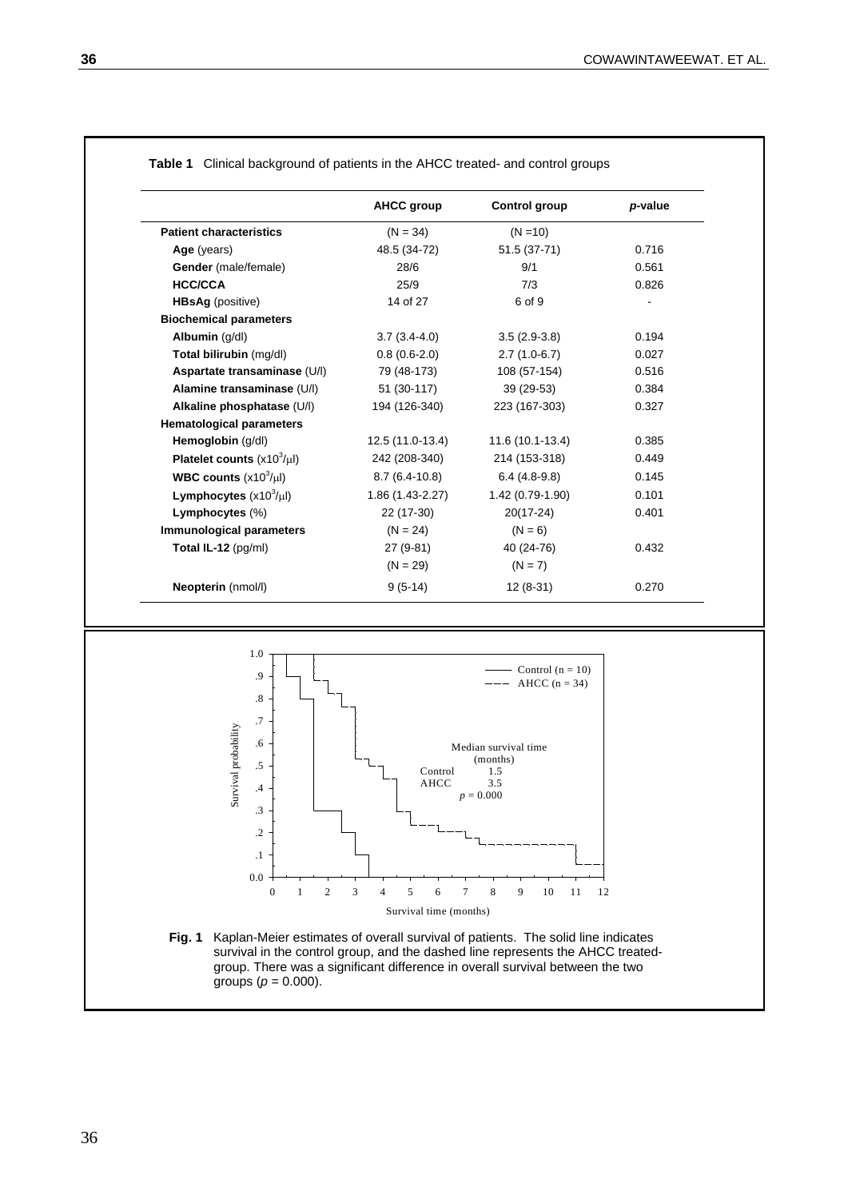**Table 1** Clinical background of patients in the AHCC treated- and control groups

| | AHCC group | Control group | *p*-value |
|---|---|---|---|
| **Patient characteristics** | (N = 34) | (N =10) | |
| **Age** (years) | 48.5 (34-72) | 51.5 (37-71) | 0.716 |
| **Gender** (male/female) | 28/6 | 9/1 | 0.561 |
| **HCC/CCA** | 25/9 | 7/3 | 0.826 |
| **HBsAg** (positive) | 14 of 27 | 6 of 9 | - |
| **Biochemical parameters** | | | |
| **Albumin** (g/dl) | 3.7 (3.4-4.0) | 3.5 (2.9-3.8) | 0.194 |
| **Total bilirubin** (mg/dl) | 0.8 (0.6-2.0) | 2.7 (1.0-6.7) | 0.027 |
| **Aspartate transaminase** (U/l) | 79 (48-173) | 108 (57-154) | 0.516 |
| **Alamine transaminase** (U/l) | 51 (30-117) | 39 (29-53) | 0.384 |
| **Alkaline phosphatase** (U/l) | 194 (126-340) | 223 (167-303) | 0.327 |
| **Hematological parameters** | | | |
| **Hemoglobin** (g/dl) | 12.5 (11.0-13.4) | 11.6 (10.1-13.4) | 0.385 |
| **Platelet counts** ($x10^3/\mu l$) | 242 (208-340) | 214 (153-318) | 0.449 |
| **WBC counts** ($x10^3/\mu l$) | 8.7 (6.4-10.8) | 6.4 (4.8-9.8) | 0.145 |
| **Lymphocytes** ($x10^3/\mu l$) | 1.86 (1.43-2.27) | 1.42 (0.79-1.90) | 0.101 |
| **Lymphocytes** (%) | 22 (17-30) | 20(17-24) | 0.401 |
| **Immunological parameters** | (N = 24) | (N = 6) | |
| **Total IL-12** (pg/ml) | 27 (9-81) | 40 (24-76) | 0.432 |
| | (N = 29) | (N = 7) | |
| **Neopterin** (nmol/l) | 9 (5-14) | 12 (8-31) | 0.270 |

**Fig. 1** Kaplan-Meier estimates of overall survival of patients. The solid line indicates survival in the control group, and the dashed line represents the AHCC treated-group. There was a significant difference in overall survival between the two groups ($p = 0.000$).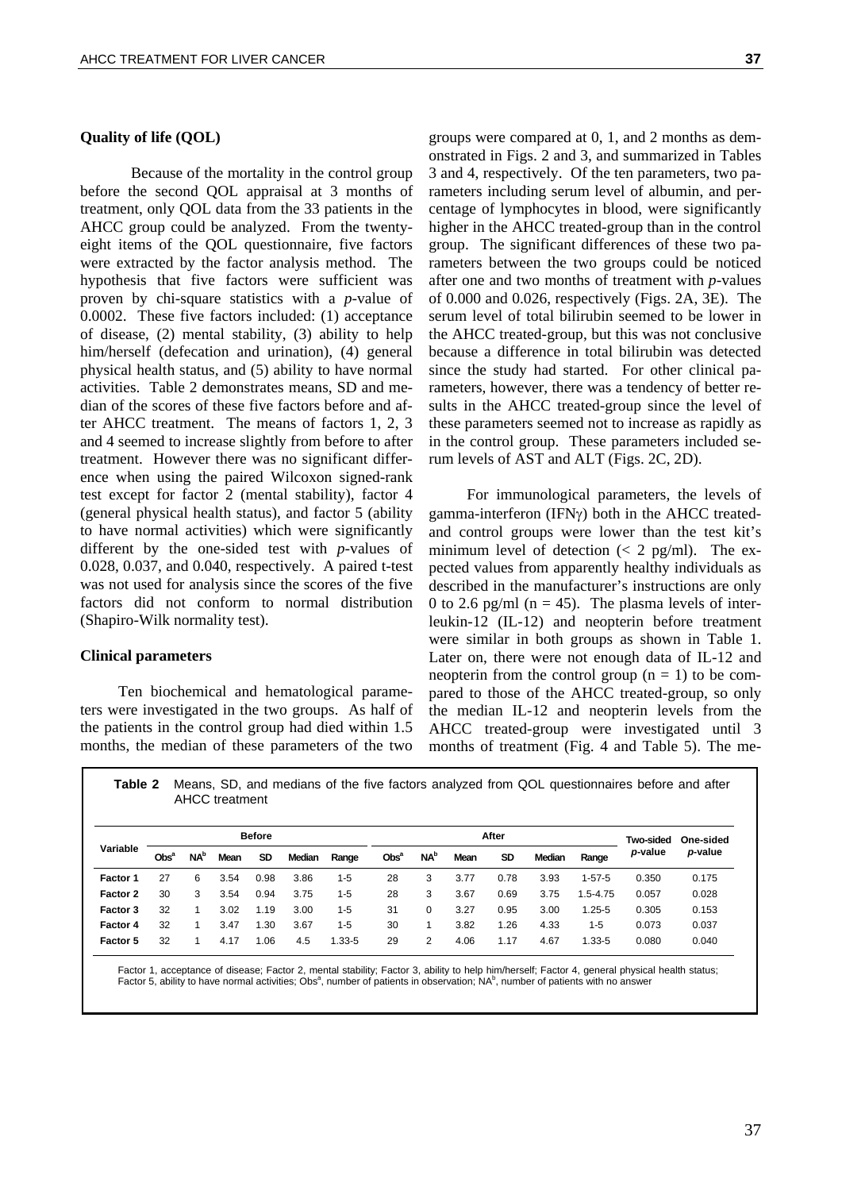### Quality of life (QOL)

Because of the mortality in the control group before the second QOL appraisal at 3 months of treatment, only QOL data from the 33 patients in the AHCC group could be analyzed. From the twenty-eight items of the QOL questionnaire, five factors were extracted by the factor analysis method. The hypothesis that five factors were sufficient was proven by chi-square statistics with a *p*-value of 0.0002. These five factors included: (1) acceptance of disease, (2) mental stability, (3) ability to help him/herself (defecation and urination), (4) general physical health status, and (5) ability to have normal activities. Table 2 demonstrates means, SD and median of the scores of these five factors before and after AHCC treatment. The means of factors 1, 2, 3 and 4 seemed to increase slightly from before to after treatment. However there was no significant difference when using the paired Wilcoxon signed-rank test except for factor 2 (mental stability), factor 4 (general physical health status), and factor 5 (ability to have normal activities) which were significantly different by the one-sided test with *p*-values of 0.028, 0.037, and 0.040, respectively. A paired t-test was not used for analysis since the scores of the five factors did not conform to normal distribution (Shapiro-Wilk normality test).

### Clinical parameters

Ten biochemical and hematological parameters were investigated in the two groups. As half of the patients in the control group had died within 1.5 months, the median of these parameters of the two groups were compared at 0, 1, and 2 months as demonstrated in Figs. 2 and 3, and summarized in Tables 3 and 4, respectively. Of the ten parameters, two parameters including serum level of albumin, and percentage of lymphocytes in blood, were significantly higher in the AHCC treated-group than in the control group. The significant differences of these two parameters between the two groups could be noticed after one and two months of treatment with *p*-values of 0.000 and 0.026, respectively (Figs. 2A, 3E). The serum level of total bilirubin seemed to be lower in the AHCC treated-group, but this was not conclusive because a difference in total bilirubin was detected since the study had started. For other clinical parameters, however, there was a tendency of better results in the AHCC treated-group since the level of these parameters seemed not to increase as rapidly as in the control group. These parameters included serum levels of AST and ALT (Figs. 2C, 2D).

For immunological parameters, the levels of gamma-interferon (IFNγ) both in the AHCC treated- and control groups were lower than the test kit's minimum level of detection (< 2 pg/ml). The expected values from apparently healthy individuals as described in the manufacturer's instructions are only 0 to 2.6 pg/ml (n = 45). The plasma levels of interleukin-12 (IL-12) and neopterin before treatment were similar in both groups as shown in Table 1. Later on, there were not enough data of IL-12 and neopterin from the control group (n = 1) to be compared to those of the AHCC treated-group, so only the median IL-12 and neopterin levels from the AHCC treated-group were investigated until 3 months of treatment (Fig. 4 and Table 5). The me-

**Table 2** Means, SD, and medians of the five factors analyzed from QOL questionnaires before and after AHCC treatment

| Variable | Before | | | | | | After | | | | | | Two-sided *p*-value | One-sided *p*-value |
|---|---|---|---|---|---|---|---|---|---|---|---|---|---|---|
| | Obs[a] | NA[b] | Mean | SD | Median | Range | Obs[a] | NA[b] | Mean | SD | Median | Range | | |
| **Factor 1** | 27 | 6 | 3.54 | 0.98 | 3.86 | 1-5 | 28 | 3 | 3.77 | 0.78 | 3.93 | 1-57-5 | 0.350 | 0.175 |
| **Factor 2** | 30 | 3 | 3.54 | 0.94 | 3.75 | 1-5 | 28 | 3 | 3.67 | 0.69 | 3.75 | 1.5-4.75 | 0.057 | 0.028 |
| **Factor 3** | 32 | 1 | 3.02 | 1.19 | 3.00 | 1-5 | 31 | 0 | 3.27 | 0.95 | 3.00 | 1.25-5 | 0.305 | 0.153 |
| **Factor 4** | 32 | 1 | 3.47 | 1.30 | 3.67 | 1-5 | 30 | 1 | 3.82 | 1.26 | 4.33 | 1-5 | 0.073 | 0.037 |
| **Factor 5** | 32 | 1 | 4.17 | 1.06 | 4.5 | 1.33-5 | 29 | 2 | 4.06 | 1.17 | 4.67 | 1.33-5 | 0.080 | 0.040 |

Factor 1, acceptance of disease; Factor 2, mental stability; Factor 3, ability to help him/herself; Factor 4, general physical health status; Factor 5, ability to have normal activities; Obs[a], number of patients in observation; NA[b], number of patients with no answer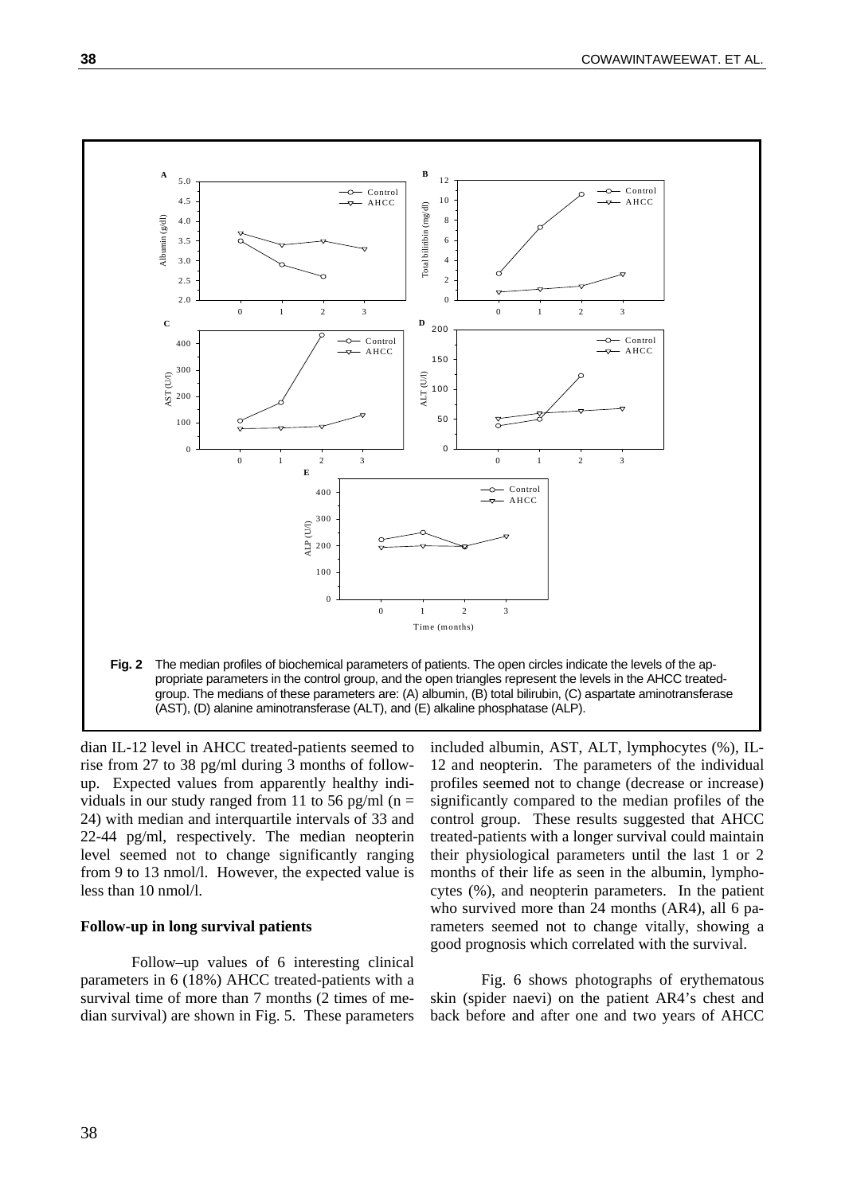**Fig. 2** The median profiles of biochemical parameters of patients. The open circles indicate the levels of the appropriate parameters in the control group, and the open triangles represent the levels in the AHCC treated-group. The medians of these parameters are: (A) albumin, (B) total bilirubin, (C) aspartate aminotransferase (AST), (D) alanine aminotransferase (ALT), and (E) alkaline phosphatase (ALP).

dian IL-12 level in AHCC treated-patients seemed to rise from 27 to 38 pg/ml during 3 months of follow-up. Expected values from apparently healthy individuals in our study ranged from 11 to 56 pg/ml (n = 24) with median and interquartile intervals of 33 and 22-44 pg/ml, respectively. The median neopterin level seemed not to change significantly ranging from 9 to 13 nmol/l. However, the expected value is less than 10 nmol/l.

**Follow-up in long survival patients**

Follow–up values of 6 interesting clinical parameters in 6 (18%) AHCC treated-patients with a survival time of more than 7 months (2 times of median survival) are shown in Fig. 5. These parameters included albumin, AST, ALT, lymphocytes (%), IL-12 and neopterin. The parameters of the individual profiles seemed not to change (decrease or increase) significantly compared to the median profiles of the control group. These results suggested that AHCC treated-patients with a longer survival could maintain their physiological parameters until the last 1 or 2 months of their life as seen in the albumin, lymphocytes (%), and neopterin parameters. In the patient who survived more than 24 months (AR4), all 6 parameters seemed not to change vitally, showing a good prognosis which correlated with the survival.

Fig. 6 shows photographs of erythematous skin (spider naevi) on the patient AR4's chest and back before and after one and two years of AHCC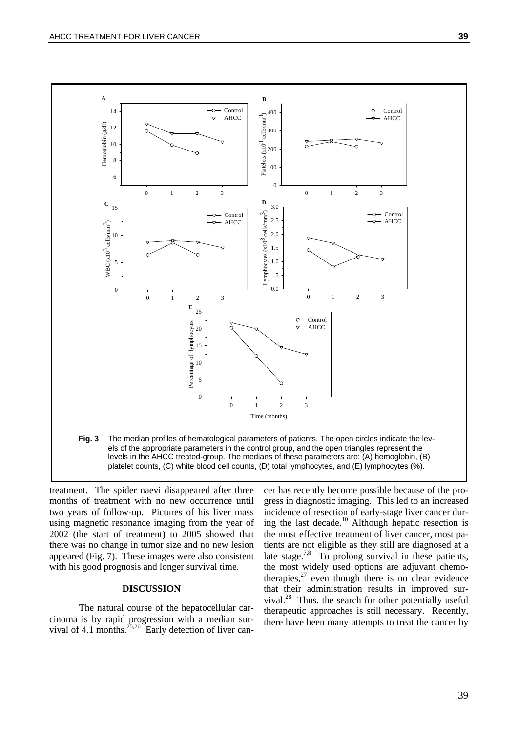**Fig. 3** The median profiles of hematological parameters of patients. The open circles indicate the levels of the appropriate parameters in the control group, and the open triangles represent the levels in the AHCC treated-group. The medians of these parameters are: (A) hemoglobin, (B) platelet counts, (C) white blood cell counts, (D) total lymphocytes, and (E) lymphocytes (%).

treatment. The spider naevi disappeared after three months of treatment with no new occurrence until two years of follow-up. Pictures of his liver mass using magnetic resonance imaging from the year of 2002 (the start of treatment) to 2005 showed that there was no change in tumor size and no new lesion appeared (Fig. 7). These images were also consistent with his good prognosis and longer survival time.

## DISCUSSION

The natural course of the hepatocellular carcinoma is by rapid progression with a median survival of 4.1 months.[25,26] Early detection of liver cancer has recently become possible because of the progress in diagnostic imaging. This led to an increased incidence of resection of early-stage liver cancer during the last decade.[10] Although hepatic resection is the most effective treatment of liver cancer, most patients are not eligible as they still are diagnosed at a late stage.[7,8] To prolong survival in these patients, the most widely used options are adjuvant chemotherapies,[27] even though there is no clear evidence that their administration results in improved survival.[28] Thus, the search for other potentially useful therapeutic approaches is still necessary. Recently, there have been many attempts to treat the cancer by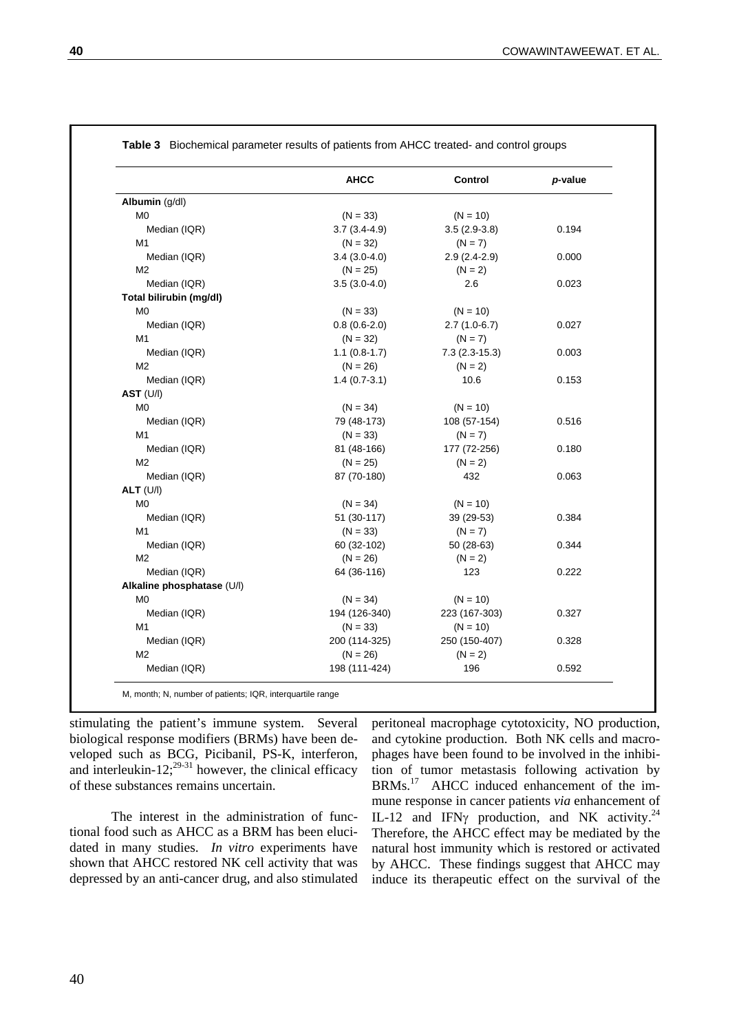**Table 3** Biochemical parameter results of patients from AHCC treated- and control groups

| | AHCC | Control | *p*-value |
|---|---|---|---|
| **Albumin** (g/dl) | | | |
| M0 | (N = 33) | (N = 10) | |
| Median (IQR) | 3.7 (3.4-4.9) | 3.5 (2.9-3.8) | 0.194 |
| M1 | (N = 32) | (N = 7) | |
| Median (IQR) | 3.4 (3.0-4.0) | 2.9 (2.4-2.9) | 0.000 |
| M2 | (N = 25) | (N = 2) | |
| Median (IQR) | 3.5 (3.0-4.0) | 2.6 | 0.023 |
| **Total bilirubin (mg/dl)** | | | |
| M0 | (N = 33) | (N = 10) | |
| Median (IQR) | 0.8 (0.6-2.0) | 2.7 (1.0-6.7) | 0.027 |
| M1 | (N = 32) | (N = 7) | |
| Median (IQR) | 1.1 (0.8-1.7) | 7.3 (2.3-15.3) | 0.003 |
| M2 | (N = 26) | (N = 2) | |
| Median (IQR) | 1.4 (0.7-3.1) | 10.6 | 0.153 |
| **AST** (U/l) | | | |
| M0 | (N = 34) | (N = 10) | |
| Median (IQR) | 79 (48-173) | 108 (57-154) | 0.516 |
| M1 | (N = 33) | (N = 7) | |
| Median (IQR) | 81 (48-166) | 177 (72-256) | 0.180 |
| M2 | (N = 25) | (N = 2) | |
| Median (IQR) | 87 (70-180) | 432 | 0.063 |
| **ALT** (U/l) | | | |
| M0 | (N = 34) | (N = 10) | |
| Median (IQR) | 51 (30-117) | 39 (29-53) | 0.384 |
| M1 | (N = 33) | (N = 7) | |
| Median (IQR) | 60 (32-102) | 50 (28-63) | 0.344 |
| M2 | (N = 26) | (N = 2) | |
| Median (IQR) | 64 (36-116) | 123 | 0.222 |
| **Alkaline phosphatase** (U/l) | | | |
| M0 | (N = 34) | (N = 10) | |
| Median (IQR) | 194 (126-340) | 223 (167-303) | 0.327 |
| M1 | (N = 33) | (N = 10) | |
| Median (IQR) | 200 (114-325) | 250 (150-407) | 0.328 |
| M2 | (N = 26) | (N = 2) | |
| Median (IQR) | 198 (111-424) | 196 | 0.592 |

M, month; N, number of patients; IQR, interquartile range

stimulating the patient's immune system. Several biological response modifiers (BRMs) have been developed such as BCG, Picibanil, PS-K, interferon, and interleukin-12;[29-31] however, the clinical efficacy of these substances remains uncertain.

The interest in the administration of functional food such as AHCC as a BRM has been elucidated in many studies. *In vitro* experiments have shown that AHCC restored NK cell activity that was depressed by an anti-cancer drug, and also stimulated peritoneal macrophage cytotoxicity, NO production, and cytokine production. Both NK cells and macrophages have been found to be involved in the inhibition of tumor metastasis following activation by BRMs.[17] AHCC induced enhancement of the immune response in cancer patients *via* enhancement of IL-12 and IFNγ production, and NK activity.[24] Therefore, the AHCC effect may be mediated by the natural host immunity which is restored or activated by AHCC. These findings suggest that AHCC may induce its therapeutic effect on the survival of the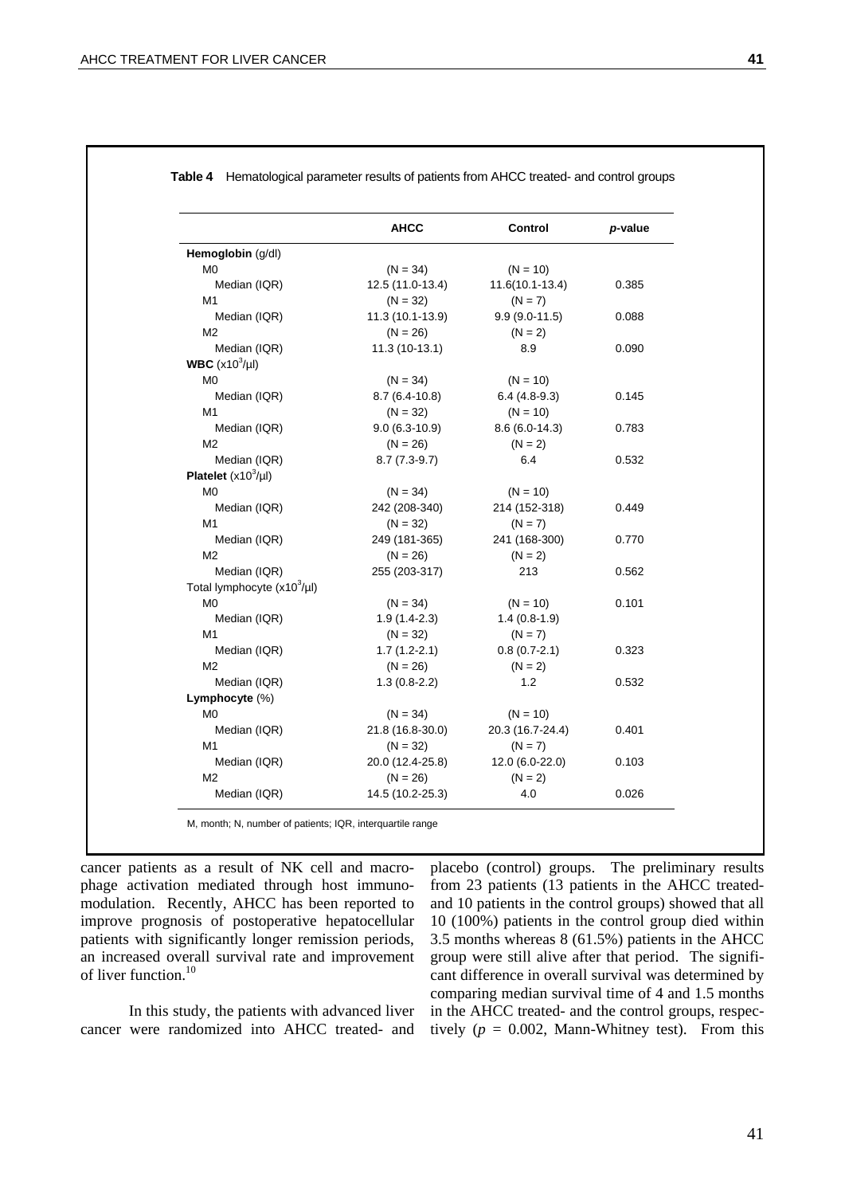**Table 4** Hematological parameter results of patients from AHCC treated- and control groups

| | AHCC | Control | *p*-value |
|---|---|---|---|
| **Hemoglobin** (g/dl) | | | |
| M0 | (N = 34) | (N = 10) | |
| Median (IQR) | 12.5 (11.0-13.4) | 11.6(10.1-13.4) | 0.385 |
| M1 | (N = 32) | (N = 7) | |
| Median (IQR) | 11.3 (10.1-13.9) | 9.9 (9.0-11.5) | 0.088 |
| M2 | (N = 26) | (N = 2) | |
| Median (IQR) | 11.3 (10-13.1) | 8.9 | 0.090 |
| **WBC** ($x10^3$/µl) | | | |
| M0 | (N = 34) | (N = 10) | |
| Median (IQR) | 8.7 (6.4-10.8) | 6.4 (4.8-9.3) | 0.145 |
| M1 | (N = 32) | (N = 10) | |
| Median (IQR) | 9.0 (6.3-10.9) | 8.6 (6.0-14.3) | 0.783 |
| M2 | (N = 26) | (N = 2) | |
| Median (IQR) | 8.7 (7.3-9.7) | 6.4 | 0.532 |
| **Platelet** ($x10^3$/µl) | | | |
| M0 | (N = 34) | (N = 10) | |
| Median (IQR) | 242 (208-340) | 214 (152-318) | 0.449 |
| M1 | (N = 32) | (N = 7) | |
| Median (IQR) | 249 (181-365) | 241 (168-300) | 0.770 |
| M2 | (N = 26) | (N = 2) | |
| Median (IQR) | 255 (203-317) | 213 | 0.562 |
| Total lymphocyte ($x10^3$/µl) | | | |
| M0 | (N = 34) | (N = 10) | 0.101 |
| Median (IQR) | 1.9 (1.4-2.3) | 1.4 (0.8-1.9) | |
| M1 | (N = 32) | (N = 7) | |
| Median (IQR) | 1.7 (1.2-2.1) | 0.8 (0.7-2.1) | 0.323 |
| M2 | (N = 26) | (N = 2) | |
| Median (IQR) | 1.3 (0.8-2.2) | 1.2 | 0.532 |
| **Lymphocyte** (%) | | | |
| M0 | (N = 34) | (N = 10) | |
| Median (IQR) | 21.8 (16.8-30.0) | 20.3 (16.7-24.4) | 0.401 |
| M1 | (N = 32) | (N = 7) | |
| Median (IQR) | 20.0 (12.4-25.8) | 12.0 (6.0-22.0) | 0.103 |
| M2 | (N = 26) | (N = 2) | |
| Median (IQR) | 14.5 (10.2-25.3) | 4.0 | 0.026 |

M, month; N, number of patients; IQR, interquartile range

cancer patients as a result of NK cell and macrophage activation mediated through host immunomodulation. Recently, AHCC has been reported to improve prognosis of postoperative hepatocellular patients with significantly longer remission periods, an increased overall survival rate and improvement of liver function.[10]

In this study, the patients with advanced liver cancer were randomized into AHCC treated- and placebo (control) groups. The preliminary results from 23 patients (13 patients in the AHCC treated- and 10 patients in the control groups) showed that all 10 (100%) patients in the control group died within 3.5 months whereas 8 (61.5%) patients in the AHCC group were still alive after that period. The significant difference in overall survival was determined by comparing median survival time of 4 and 1.5 months in the AHCC treated- and the control groups, respectively ($p$ = 0.002, Mann-Whitney test). From this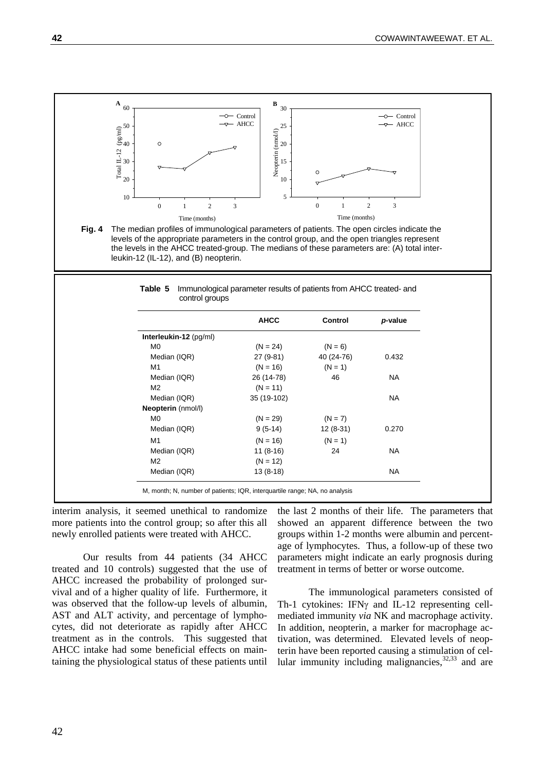**Fig. 4** The median profiles of immunological parameters of patients. The open circles indicate the levels of the appropriate parameters in the control group, and the open triangles represent the levels in the AHCC treated-group. The medians of these parameters are: (A) total interleukin-12 (IL-12), and (B) neopterin.

**Table 5** Immunological parameter results of patients from AHCC treated- and control groups

| | AHCC | Control | *p*-value |
|---|---|---|---|
| **Interleukin-12** (pg/ml) | | | |
| M0 | (N = 24) | (N = 6) | |
| Median (IQR) | 27 (9-81) | 40 (24-76) | 0.432 |
| M1 | (N = 16) | (N = 1) | |
| Median (IQR) | 26 (14-78) | 46 | NA |
| M2 | (N = 11) | | |
| Median (IQR) | 35 (19-102) | | NA |
| **Neopterin** (nmol/l) | | | |
| M0 | (N = 29) | (N = 7) | |
| Median (IQR) | 9 (5-14) | 12 (8-31) | 0.270 |
| M1 | (N = 16) | (N = 1) | |
| Median (IQR) | 11 (8-16) | 24 | NA |
| M2 | (N = 12) | | |
| Median (IQR) | 13 (8-18) | | NA |

M, month; N, number of patients; IQR, interquartile range; NA, no analysis

interim analysis, it seemed unethical to randomize more patients into the control group; so after this all newly enrolled patients were treated with AHCC.

Our results from 44 patients (34 AHCC treated and 10 controls) suggested that the use of AHCC increased the probability of prolonged survival and of a higher quality of life. Furthermore, it was observed that the follow-up levels of albumin, AST and ALT activity, and percentage of lymphocytes, did not deteriorate as rapidly after AHCC treatment as in the controls. This suggested that AHCC intake had some beneficial effects on maintaining the physiological status of these patients until the last 2 months of their life. The parameters that showed an apparent difference between the two groups within 1-2 months were albumin and percentage of lymphocytes. Thus, a follow-up of these two parameters might indicate an early prognosis during treatment in terms of better or worse outcome.

The immunological parameters consisted of Th-1 cytokines: IFN$\gamma$ and IL-12 representing cell-mediated immunity *via* NK and macrophage activity. In addition, neopterin, a marker for macrophage activation, was determined. Elevated levels of neopterin have been reported causing a stimulation of cellular immunity including malignancies,[32,33] and are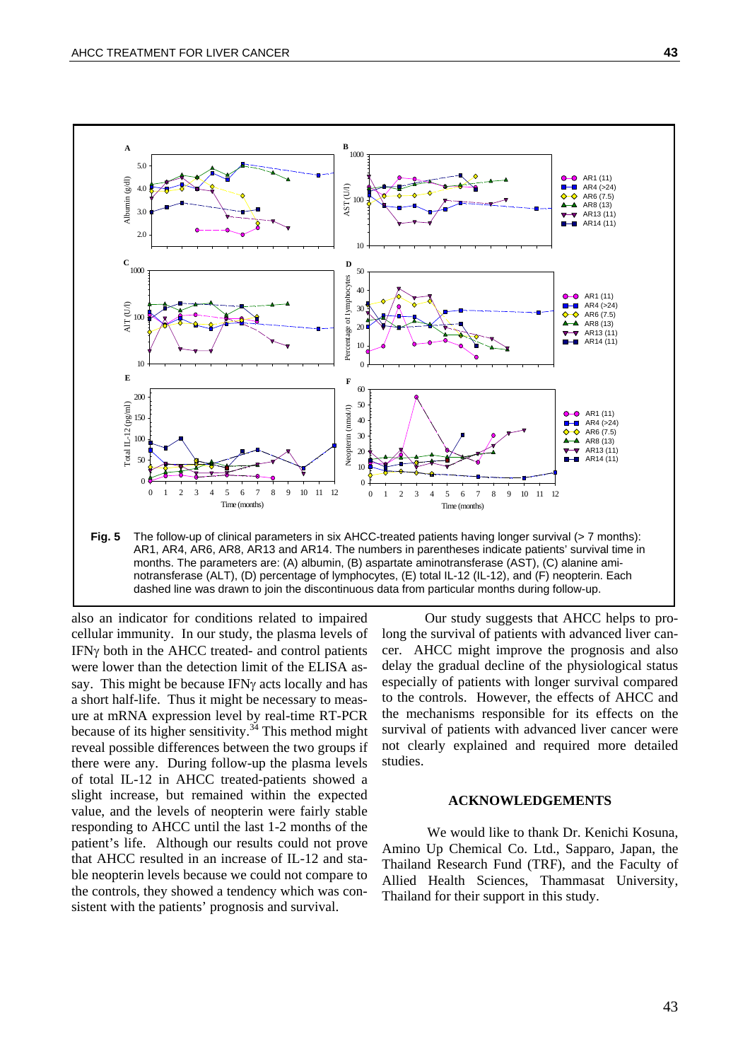**Fig. 5** The follow-up of clinical parameters in six AHCC-treated patients having longer survival (> 7 months): AR1, AR4, AR6, AR8, AR13 and AR14. The numbers in parentheses indicate patients' survival time in months. The parameters are: (A) albumin, (B) aspartate aminotransferase (AST), (C) alanine aminotransferase (ALT), (D) percentage of lymphocytes, (E) total IL-12 (IL-12), and (F) neopterin. Each dashed line was drawn to join the discontinuous data from particular months during follow-up.

also an indicator for conditions related to impaired cellular immunity. In our study, the plasma levels of IFNγ both in the AHCC treated- and control patients were lower than the detection limit of the ELISA assay. This might be because IFNγ acts locally and has a short half-life. Thus it might be necessary to measure at mRNA expression level by real-time RT-PCR because of its higher sensitivity.[34] This method might reveal possible differences between the two groups if there were any. During follow-up the plasma levels of total IL-12 in AHCC treated-patients showed a slight increase, but remained within the expected value, and the levels of neopterin were fairly stable responding to AHCC until the last 1-2 months of the patient's life. Although our results could not prove that AHCC resulted in an increase of IL-12 and stable neopterin levels because we could not compare to the controls, they showed a tendency which was consistent with the patients' prognosis and survival.

Our study suggests that AHCC helps to prolong the survival of patients with advanced liver cancer. AHCC might improve the prognosis and also delay the gradual decline of the physiological status especially of patients with longer survival compared to the controls. However, the effects of AHCC and the mechanisms responsible for its effects on the survival of patients with advanced liver cancer were not clearly explained and required more detailed studies.

## ACKNOWLEDGEMENTS

We would like to thank Dr. Kenichi Kosuna, Amino Up Chemical Co. Ltd., Sapparo, Japan, the Thailand Research Fund (TRF), and the Faculty of Allied Health Sciences, Thammasat University, Thailand for their support in this study.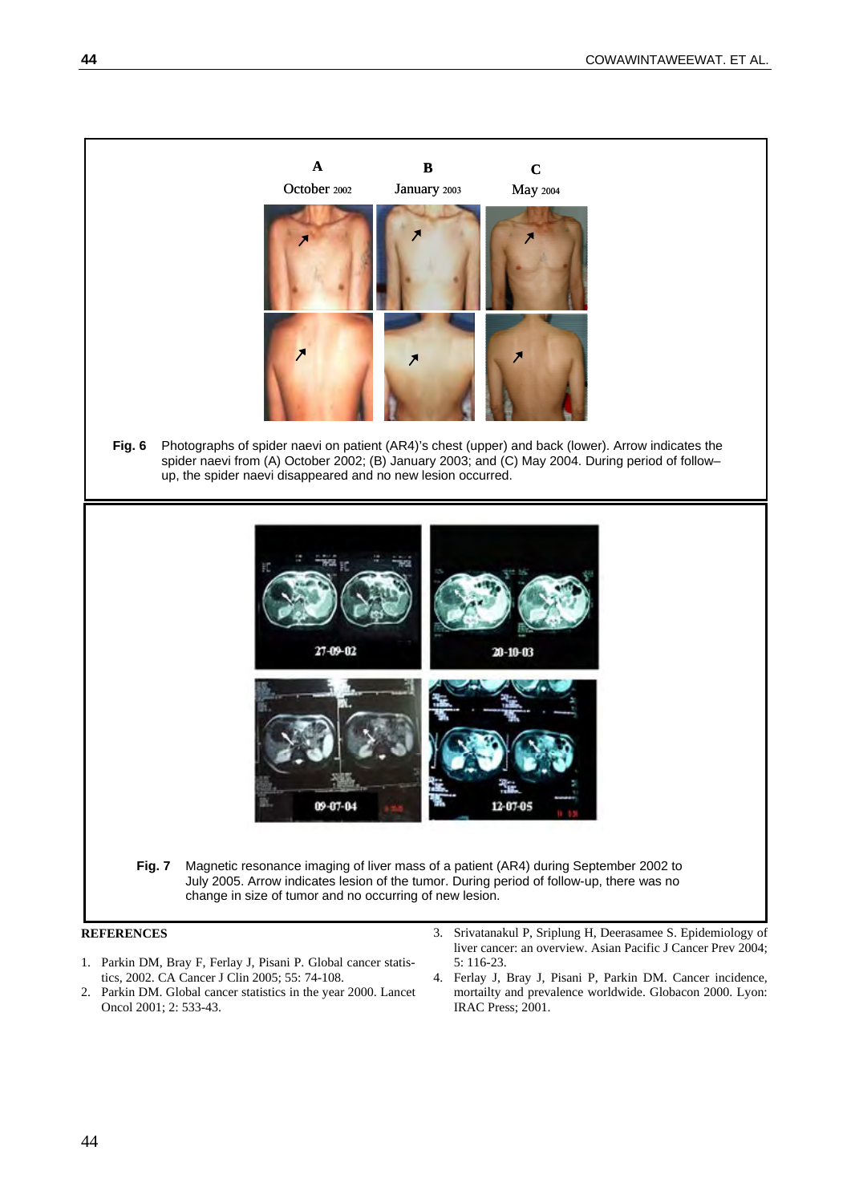**Fig. 6** Photographs of spider naevi on patient (AR4)'s chest (upper) and back (lower). Arrow indicates the spider naevi from (A) October 2002; (B) January 2003; and (C) May 2004. During period of follow–up, the spider naevi disappeared and no new lesion occurred.

**Fig. 7** Magnetic resonance imaging of liver mass of a patient (AR4) during September 2002 to July 2005. Arrow indicates lesion of the tumor. During period of follow-up, there was no change in size of tumor and no occurring of new lesion.

## REFERENCES

1. Parkin DM, Bray F, Ferlay J, Pisani P. Global cancer statistics, 2002. CA Cancer J Clin 2005; 55: 74-108.
2. Parkin DM. Global cancer statistics in the year 2000. Lancet Oncol 2001; 2: 533-43.
3. Srivatanakul P, Sriplung H, Deerasamee S. Epidemiology of liver cancer: an overview. Asian Pacific J Cancer Prev 2004; 5: 116-23.
4. Ferlay J, Bray J, Pisani P, Parkin DM. Cancer incidence, mortailty and prevalence worldwide. Globacon 2000. Lyon: IRAC Press; 2001.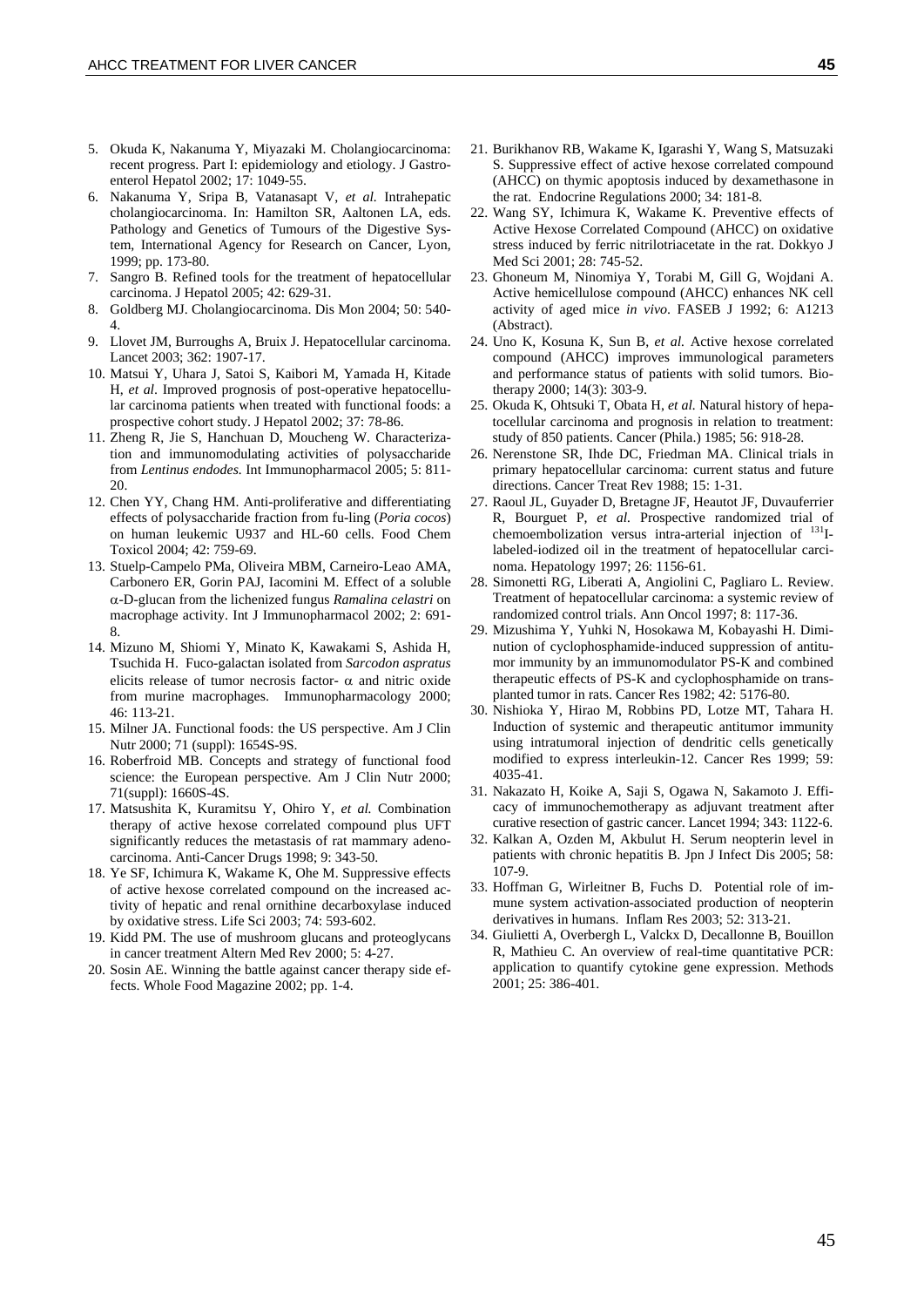5. Okuda K, Nakanuma Y, Miyazaki M. Cholangiocarcinoma: recent progress. Part I: epidemiology and etiology. J Gastroenterol Hepatol 2002; 17: 1049-55.
6. Nakanuma Y, Sripa B, Vatanasapt V, *et al.* Intrahepatic cholangiocarcinoma. In: Hamilton SR, Aaltonen LA, eds. Pathology and Genetics of Tumours of the Digestive System, International Agency for Research on Cancer, Lyon, 1999; pp. 173-80.
7. Sangro B. Refined tools for the treatment of hepatocellular carcinoma. J Hepatol 2005; 42: 629-31.
8. Goldberg MJ. Cholangiocarcinoma. Dis Mon 2004; 50: 540-4.
9. Llovet JM, Burroughs A, Bruix J. Hepatocellular carcinoma. Lancet 2003; 362: 1907-17.
10. Matsui Y, Uhara J, Satoi S, Kaibori M, Yamada H, Kitade H, *et al*. Improved prognosis of post-operative hepatocellular carcinoma patients when treated with functional foods: a prospective cohort study. J Hepatol 2002; 37: 78-86.
11. Zheng R, Jie S, Hanchuan D, Moucheng W. Characterization and immunomodulating activities of polysaccharide from *Lentinus endodes*. Int Immunopharmacol 2005; 5: 811-20.
12. Chen YY, Chang HM. Anti-proliferative and differentiating effects of polysaccharide fraction from fu-ling (*Poria cocos*) on human leukemic U937 and HL-60 cells. Food Chem Toxicol 2004; 42: 759-69.
13. Stuelp-Campelo PMa, Oliveira MBM, Carneiro-Leao AMA, Carbonero ER, Gorin PAJ, Iacomini M. Effect of a soluble $\alpha$-D-glucan from the lichenized fungus *Ramalina celastri* on macrophage activity. Int J Immunopharmacol 2002; 2: 691-8.
14. Mizuno M, Shiomi Y, Minato K, Kawakami S, Ashida H, Tsuchida H. Fuco-galactan isolated from *Sarcodon aspratus* elicits release of tumor necrosis factor- $\alpha$ and nitric oxide from murine macrophages. Immunopharmacology 2000; 46: 113-21.
15. Milner JA. Functional foods: the US perspective. Am J Clin Nutr 2000; 71 (suppl): 1654S-9S.
16. Roberfroid MB. Concepts and strategy of functional food science: the European perspective. Am J Clin Nutr 2000; 71(suppl): 1660S-4S.
17. Matsushita K, Kuramitsu Y, Ohiro Y, *et al.* Combination therapy of active hexose correlated compound plus UFT significantly reduces the metastasis of rat mammary adenocarcinoma. Anti-Cancer Drugs 1998; 9: 343-50.
18. Ye SF, Ichimura K, Wakame K, Ohe M. Suppressive effects of active hexose correlated compound on the increased activity of hepatic and renal ornithine decarboxylase induced by oxidative stress. Life Sci 2003; 74: 593-602.
19. Kidd PM. The use of mushroom glucans and proteoglycans in cancer treatment Altern Med Rev 2000; 5: 4-27.
20. Sosin AE. Winning the battle against cancer therapy side effects. Whole Food Magazine 2002; pp. 1-4.
21. Burikhanov RB, Wakame K, Igarashi Y, Wang S, Matsuzaki S. Suppressive effect of active hexose correlated compound (AHCC) on thymic apoptosis induced by dexamethasone in the rat. Endocrine Regulations 2000; 34: 181-8.
22. Wang SY, Ichimura K, Wakame K. Preventive effects of Active Hexose Correlated Compound (AHCC) on oxidative stress induced by ferric nitrilotriacetate in the rat. Dokkyo J Med Sci 2001; 28: 745-52.
23. Ghoneum M, Ninomiya Y, Torabi M, Gill G, Wojdani A. Active hemicellulose compound (AHCC) enhances NK cell activity of aged mice *in vivo*. FASEB J 1992; 6: A1213 (Abstract).
24. Uno K, Kosuna K, Sun B, *et al.* Active hexose correlated compound (AHCC) improves immunological parameters and performance status of patients with solid tumors. Biotherapy 2000; 14(3): 303-9.
25. Okuda K, Ohtsuki T, Obata H, *et al.* Natural history of hepatocellular carcinoma and prognosis in relation to treatment: study of 850 patients. Cancer (Phila.) 1985; 56: 918-28.
26. Nerenstone SR, Ihde DC, Friedman MA. Clinical trials in primary hepatocellular carcinoma: current status and future directions. Cancer Treat Rev 1988; 15: 1-31.
27. Raoul JL, Guyader D, Bretagne JF, Heautot JF, Duvauferrier R, Bourguet P, *et al.* Prospective randomized trial of chemoembolization versus intra-arterial injection of $^{131}$I-labeled-iodized oil in the treatment of hepatocellular carcinoma. Hepatology 1997; 26: 1156-61.
28. Simonetti RG, Liberati A, Angiolini C, Pagliaro L. Review. Treatment of hepatocellular carcinoma: a systemic review of randomized control trials. Ann Oncol 1997; 8: 117-36.
29. Mizushima Y, Yuhki N, Hosokawa M, Kobayashi H. Diminution of cyclophosphamide-induced suppression of antitumor immunity by an immunomodulator PS-K and combined therapeutic effects of PS-K and cyclophosphamide on transplanted tumor in rats. Cancer Res 1982; 42: 5176-80.
30. Nishioka Y, Hirao M, Robbins PD, Lotze MT, Tahara H. Induction of systemic and therapeutic antitumor immunity using intratumoral injection of dendritic cells genetically modified to express interleukin-12. Cancer Res 1999; 59: 4035-41.
31. Nakazato H, Koike A, Saji S, Ogawa N, Sakamoto J. Efficacy of immunochemotherapy as adjuvant treatment after curative resection of gastric cancer. Lancet 1994; 343: 1122-6.
32. Kalkan A, Ozden M, Akbulut H. Serum neopterin level in patients with chronic hepatitis B. Jpn J Infect Dis 2005; 58: 107-9.
33. Hoffman G, Wirleitner B, Fuchs D. Potential role of immune system activation-associated production of neopterin derivatives in humans. Inflam Res 2003; 52: 313-21.
34. Giulietti A, Overbergh L, Valckx D, Decallonne B, Bouillon R, Mathieu C. An overview of real-time quantitative PCR: application to quantify cytokine gene expression. Methods 2001; 25: 386-401.